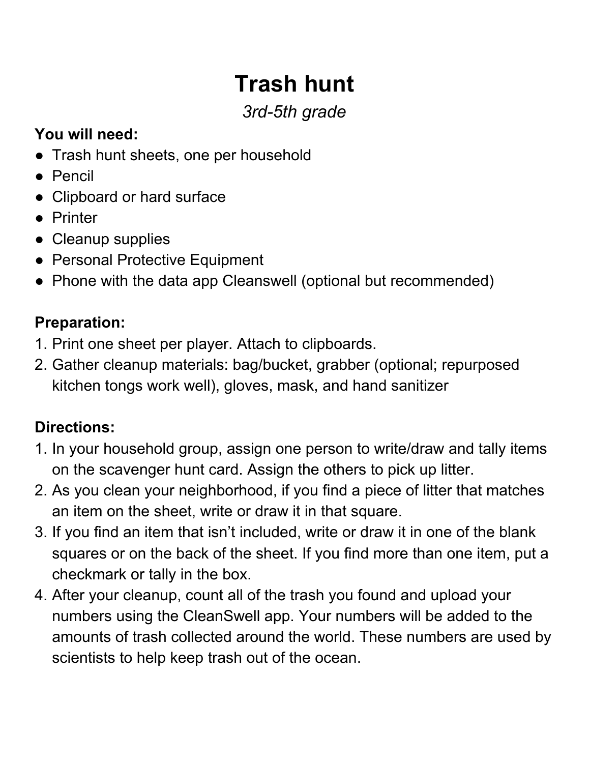# Trash hunt

*3rd-5th grade*

**You will need:**

- Trash hunt sheets, one per household
- Pencil
- Clipboard or hard surface
- Printer
- Cleanup supplies
- Personal Protective Equipment
- Phone with the data app Cleanswell (optional but recommended)

**Preparation:**

1. Print one sheet per player. Attach to clipboards.
2. Gather cleanup materials: bag/bucket, grabber (optional; repurposed kitchen tongs work well), gloves, mask, and hand sanitizer

**Directions:**

1. In your household group, assign one person to write/draw and tally items on the scavenger hunt card. Assign the others to pick up litter.
2. As you clean your neighborhood, if you find a piece of litter that matches an item on the sheet, write or draw it in that square.
3. If you find an item that isn't included, write or draw it in one of the blank squares or on the back of the sheet. If you find more than one item, put a checkmark or tally in the box.
4. After your cleanup, count all of the trash you found and upload your numbers using the CleanSwell app. Your numbers will be added to the amounts of trash collected around the world. These numbers are used by scientists to help keep trash out of the ocean.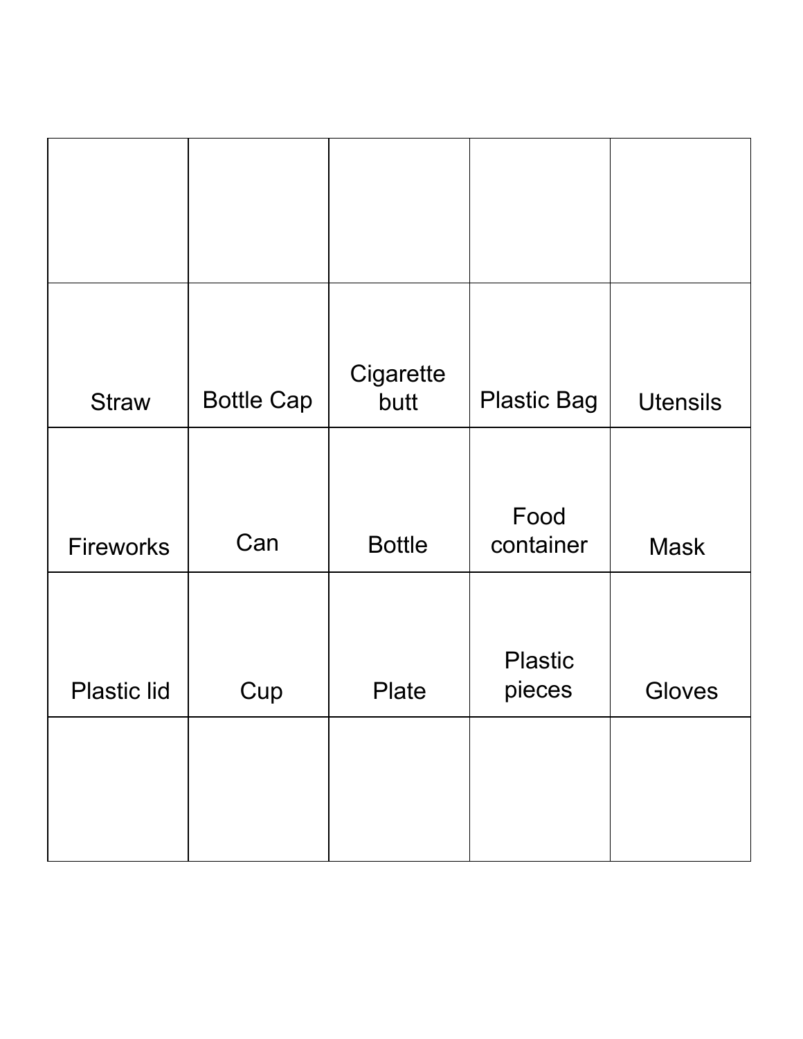| | | | | |
|---|---|---|---|---|
| | | | | |
| Straw | Bottle Cap | Cigarette butt | Plastic Bag | Utensils |
| Fireworks | Can | Bottle | Food container | Mask |
| Plastic lid | Cup | Plate | Plastic pieces | Gloves |
| | | | | |